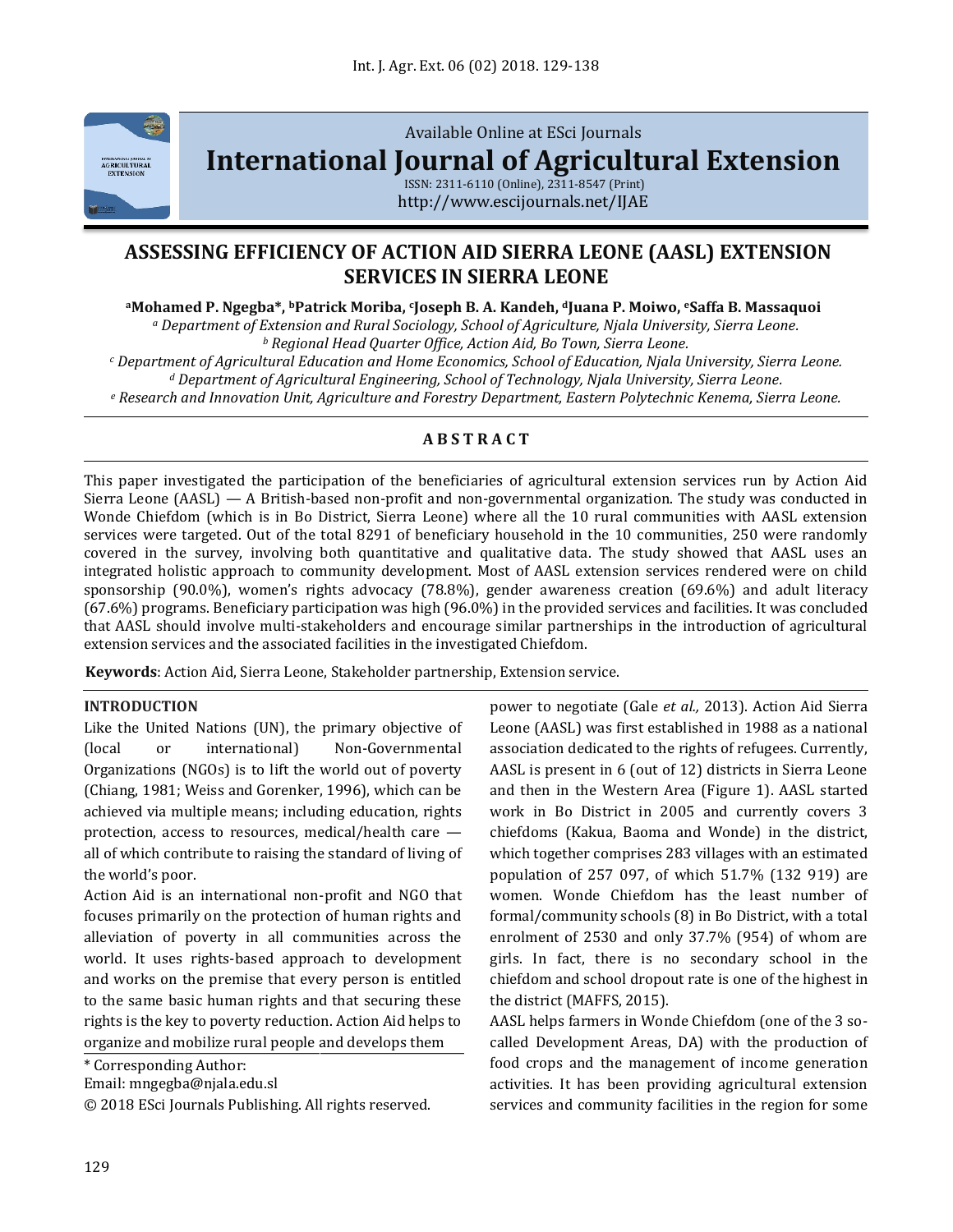Available Online at ESci Journals

**International Journal of Agricultural Extension**

ISSN: 2311-6110 (Online), 2311-8547 (Print)
http://www.escijournals.net/IJAE

# ASSESSING EFFICIENCY OF ACTION AID SIERRA LEONE (AASL) EXTENSION SERVICES IN SIERRA LEONE

**[a]Mohamed P. Ngegba\*, [b]Patrick Moriba, [c]Joseph B. A. Kandeh, [d]Juana P. Moiwo, [e]Saffa B. Massaquoi**

[a] *Department of Extension and Rural Sociology, School of Agriculture, Njala University, Sierra Leone.*
[b] *Regional Head Quarter Office, Action Aid, Bo Town, Sierra Leone.*
[c] *Department of Agricultural Education and Home Economics, School of Education, Njala University, Sierra Leone.*
[d] *Department of Agricultural Engineering, School of Technology, Njala University, Sierra Leone.*
[e] *Research and Innovation Unit, Agriculture and Forestry Department, Eastern Polytechnic Kenema, Sierra Leone.*

## ABSTRACT

This paper investigated the participation of the beneficiaries of agricultural extension services run by Action Aid Sierra Leone (AASL) — A British-based non-profit and non-governmental organization. The study was conducted in Wonde Chiefdom (which is in Bo District, Sierra Leone) where all the 10 rural communities with AASL extension services were targeted. Out of the total 8291 of beneficiary household in the 10 communities, 250 were randomly covered in the survey, involving both quantitative and qualitative data. The study showed that AASL uses an integrated holistic approach to community development. Most of AASL extension services rendered were on child sponsorship (90.0%), women's rights advocacy (78.8%), gender awareness creation (69.6%) and adult literacy (67.6%) programs. Beneficiary participation was high (96.0%) in the provided services and facilities. It was concluded that AASL should involve multi-stakeholders and encourage similar partnerships in the introduction of agricultural extension services and the associated facilities in the investigated Chiefdom.

**Keywords**: Action Aid, Sierra Leone, Stakeholder partnership, Extension service.

## INTRODUCTION

Like the United Nations (UN), the primary objective of (local or international) Non-Governmental Organizations (NGOs) is to lift the world out of poverty (Chiang, 1981; Weiss and Gorenker, 1996), which can be achieved via multiple means; including education, rights protection, access to resources, medical/health care — all of which contribute to raising the standard of living of the world's poor.

Action Aid is an international non-profit and NGO that focuses primarily on the protection of human rights and alleviation of poverty in all communities across the world. It uses rights-based approach to development and works on the premise that every person is entitled to the same basic human rights and that securing these rights is the key to poverty reduction. Action Aid helps to organize and mobilize rural people and develops them power to negotiate (Gale *et al.,* 2013). Action Aid Sierra Leone (AASL) was first established in 1988 as a national association dedicated to the rights of refugees. Currently, AASL is present in 6 (out of 12) districts in Sierra Leone and then in the Western Area (Figure 1). AASL started work in Bo District in 2005 and currently covers 3 chiefdoms (Kakua, Baoma and Wonde) in the district, which together comprises 283 villages with an estimated population of 257 097, of which 51.7% (132 919) are women. Wonde Chiefdom has the least number of formal/community schools (8) in Bo District, with a total enrolment of 2530 and only 37.7% (954) of whom are girls. In fact, there is no secondary school in the chiefdom and school dropout rate is one of the highest in the district (MAFFS, 2015).

AASL helps farmers in Wonde Chiefdom (one of the 3 so-called Development Areas, DA) with the production of food crops and the management of income generation activities. It has been providing agricultural extension services and community facilities in the region for some

\* Corresponding Author:
Email: mngegba@njala.edu.sl
© 2018 ESci Journals Publishing. All rights reserved.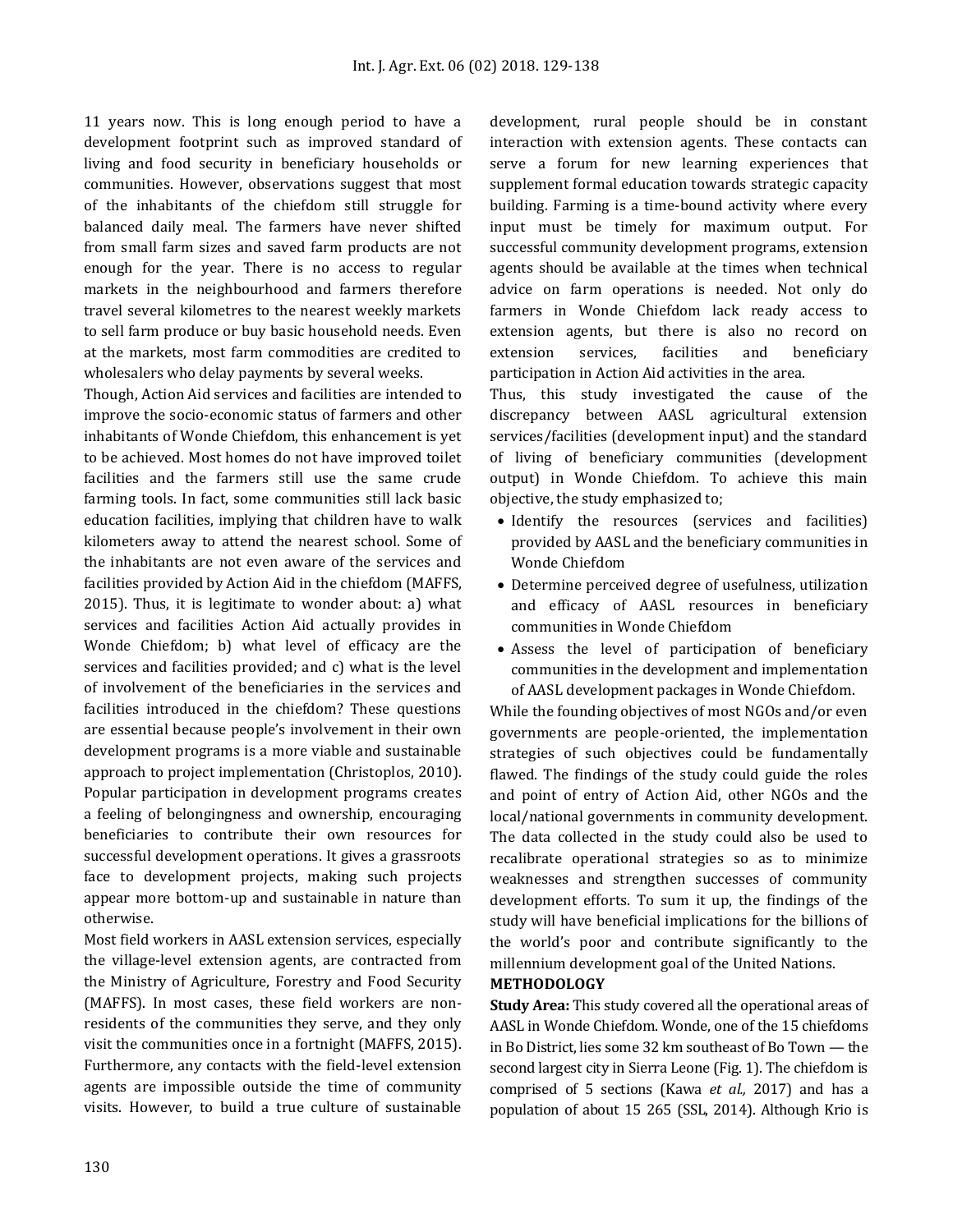11 years now. This is long enough period to have a development footprint such as improved standard of living and food security in beneficiary households or communities. However, observations suggest that most of the inhabitants of the chiefdom still struggle for balanced daily meal. The farmers have never shifted from small farm sizes and saved farm products are not enough for the year. There is no access to regular markets in the neighbourhood and farmers therefore travel several kilometres to the nearest weekly markets to sell farm produce or buy basic household needs. Even at the markets, most farm commodities are credited to wholesalers who delay payments by several weeks.

Though, Action Aid services and facilities are intended to improve the socio-economic status of farmers and other inhabitants of Wonde Chiefdom, this enhancement is yet to be achieved. Most homes do not have improved toilet facilities and the farmers still use the same crude farming tools. In fact, some communities still lack basic education facilities, implying that children have to walk kilometers away to attend the nearest school. Some of the inhabitants are not even aware of the services and facilities provided by Action Aid in the chiefdom (MAFFS, 2015). Thus, it is legitimate to wonder about: a) what services and facilities Action Aid actually provides in Wonde Chiefdom; b) what level of efficacy are the services and facilities provided; and c) what is the level of involvement of the beneficiaries in the services and facilities introduced in the chiefdom? These questions are essential because people's involvement in their own development programs is a more viable and sustainable approach to project implementation (Christoplos, 2010). Popular participation in development programs creates a feeling of belongingness and ownership, encouraging beneficiaries to contribute their own resources for successful development operations. It gives a grassroots face to development projects, making such projects appear more bottom-up and sustainable in nature than otherwise.

Most field workers in AASL extension services, especially the village-level extension agents, are contracted from the Ministry of Agriculture, Forestry and Food Security (MAFFS). In most cases, these field workers are non-residents of the communities they serve, and they only visit the communities once in a fortnight (MAFFS, 2015). Furthermore, any contacts with the field-level extension agents are impossible outside the time of community visits. However, to build a true culture of sustainable development, rural people should be in constant interaction with extension agents. These contacts can serve a forum for new learning experiences that supplement formal education towards strategic capacity building. Farming is a time-bound activity where every input must be timely for maximum output. For successful community development programs, extension agents should be available at the times when technical advice on farm operations is needed. Not only do farmers in Wonde Chiefdom lack ready access to extension agents, but there is also no record on extension services, facilities and beneficiary participation in Action Aid activities in the area.

Thus, this study investigated the cause of the discrepancy between AASL agricultural extension services/facilities (development input) and the standard of living of beneficiary communities (development output) in Wonde Chiefdom. To achieve this main objective, the study emphasized to;

- Identify the resources (services and facilities) provided by AASL and the beneficiary communities in Wonde Chiefdom
- Determine perceived degree of usefulness, utilization and efficacy of AASL resources in beneficiary communities in Wonde Chiefdom
- Assess the level of participation of beneficiary communities in the development and implementation of AASL development packages in Wonde Chiefdom.

While the founding objectives of most NGOs and/or even governments are people-oriented, the implementation strategies of such objectives could be fundamentally flawed. The findings of the study could guide the roles and point of entry of Action Aid, other NGOs and the local/national governments in community development. The data collected in the study could also be used to recalibrate operational strategies so as to minimize weaknesses and strengthen successes of community development efforts. To sum it up, the findings of the study will have beneficial implications for the billions of the world's poor and contribute significantly to the millennium development goal of the United Nations.

## METHODOLOGY

**Study Area:** This study covered all the operational areas of AASL in Wonde Chiefdom. Wonde, one of the 15 chiefdoms in Bo District, lies some 32 km southeast of Bo Town — the second largest city in Sierra Leone (Fig. 1). The chiefdom is comprised of 5 sections (Kawa *et al.,* 2017) and has a population of about 15 265 (SSL, 2014). Although Krio is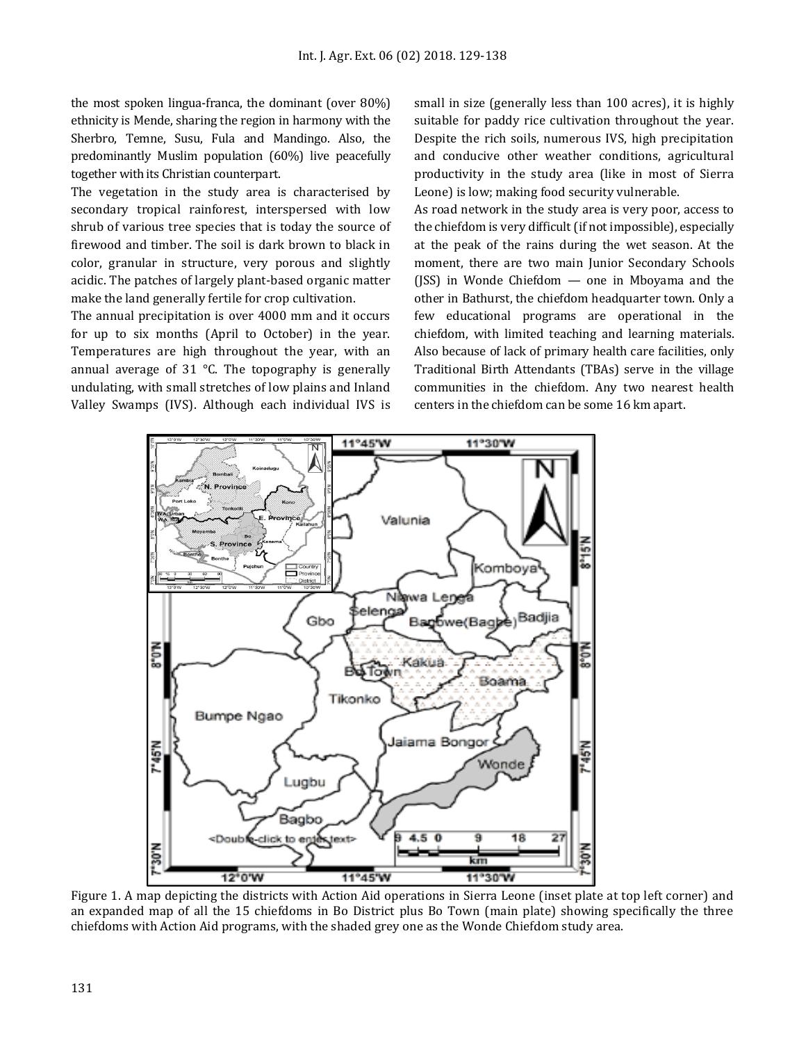the most spoken lingua-franca, the dominant (over 80%) ethnicity is Mende, sharing the region in harmony with the Sherbro, Temne, Susu, Fula and Mandingo. Also, the predominantly Muslim population (60%) live peacefully together with its Christian counterpart.

The vegetation in the study area is characterised by secondary tropical rainforest, interspersed with low shrub of various tree species that is today the source of firewood and timber. The soil is dark brown to black in color, granular in structure, very porous and slightly acidic. The patches of largely plant-based organic matter make the land generally fertile for crop cultivation.

The annual precipitation is over 4000 mm and it occurs for up to six months (April to October) in the year. Temperatures are high throughout the year, with an annual average of 31 °C. The topography is generally undulating, with small stretches of low plains and Inland Valley Swamps (IVS). Although each individual IVS is small in size (generally less than 100 acres), it is highly suitable for paddy rice cultivation throughout the year. Despite the rich soils, numerous IVS, high precipitation and conducive other weather conditions, agricultural productivity in the study area (like in most of Sierra Leone) is low; making food security vulnerable.

As road network in the study area is very poor, access to the chiefdom is very difficult (if not impossible), especially at the peak of the rains during the wet season. At the moment, there are two main Junior Secondary Schools (JSS) in Wonde Chiefdom — one in Mboyama and the other in Bathurst, the chiefdom headquarter town. Only a few educational programs are operational in the chiefdom, with limited teaching and learning materials. Also because of lack of primary health care facilities, only Traditional Birth Attendants (TBAs) serve in the village communities in the chiefdom. Any two nearest health centers in the chiefdom can be some 16 km apart.

Figure 1. A map depicting the districts with Action Aid operations in Sierra Leone (inset plate at top left corner) and an expanded map of all the 15 chiefdoms in Bo District plus Bo Town (main plate) showing specifically the three chiefdoms with Action Aid programs, with the shaded grey one as the Wonde Chiefdom study area.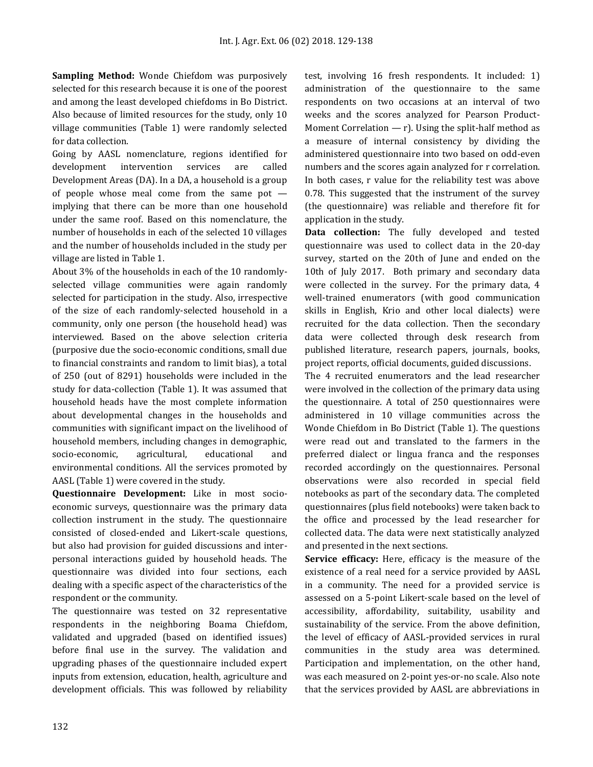**Sampling Method:** Wonde Chiefdom was purposively selected for this research because it is one of the poorest and among the least developed chiefdoms in Bo District. Also because of limited resources for the study, only 10 village communities (Table 1) were randomly selected for data collection.

Going by AASL nomenclature, regions identified for development intervention services are called Development Areas (DA). In a DA, a household is a group of people whose meal come from the same pot — implying that there can be more than one household under the same roof. Based on this nomenclature, the number of households in each of the selected 10 villages and the number of households included in the study per village are listed in Table 1.

About 3% of the households in each of the 10 randomly-selected village communities were again randomly selected for participation in the study. Also, irrespective of the size of each randomly-selected household in a community, only one person (the household head) was interviewed. Based on the above selection criteria (purposive due the socio-economic conditions, small due to financial constraints and random to limit bias), a total of 250 (out of 8291) households were included in the study for data-collection (Table 1). It was assumed that household heads have the most complete information about developmental changes in the households and communities with significant impact on the livelihood of household members, including changes in demographic, socio-economic, agricultural, educational and environmental conditions. All the services promoted by AASL (Table 1) were covered in the study.

**Questionnaire Development:** Like in most socio-economic surveys, questionnaire was the primary data collection instrument in the study. The questionnaire consisted of closed-ended and Likert-scale questions, but also had provision for guided discussions and inter-personal interactions guided by household heads. The questionnaire was divided into four sections, each dealing with a specific aspect of the characteristics of the respondent or the community.

The questionnaire was tested on 32 representative respondents in the neighboring Boama Chiefdom, validated and upgraded (based on identified issues) before final use in the survey. The validation and upgrading phases of the questionnaire included expert inputs from extension, education, health, agriculture and development officials. This was followed by reliability test, involving 16 fresh respondents. It included: 1) administration of the questionnaire to the same respondents on two occasions at an interval of two weeks and the scores analyzed for Pearson Product-Moment Correlation — r). Using the split-half method as a measure of internal consistency by dividing the administered questionnaire into two based on odd-even numbers and the scores again analyzed for r correlation. In both cases, r value for the reliability test was above 0.78. This suggested that the instrument of the survey (the questionnaire) was reliable and therefore fit for application in the study.

**Data collection:** The fully developed and tested questionnaire was used to collect data in the 20-day survey, started on the 20th of June and ended on the 10th of July 2017. Both primary and secondary data were collected in the survey. For the primary data, 4 well-trained enumerators (with good communication skills in English, Krio and other local dialects) were recruited for the data collection. Then the secondary data were collected through desk research from published literature, research papers, journals, books, project reports, official documents, guided discussions.

The 4 recruited enumerators and the lead researcher were involved in the collection of the primary data using the questionnaire. A total of 250 questionnaires were administered in 10 village communities across the Wonde Chiefdom in Bo District (Table 1). The questions were read out and translated to the farmers in the preferred dialect or lingua franca and the responses recorded accordingly on the questionnaires. Personal observations were also recorded in special field notebooks as part of the secondary data. The completed questionnaires (plus field notebooks) were taken back to the office and processed by the lead researcher for collected data. The data were next statistically analyzed and presented in the next sections.

**Service efficacy:** Here, efficacy is the measure of the existence of a real need for a service provided by AASL in a community. The need for a provided service is assessed on a 5-point Likert-scale based on the level of accessibility, affordability, suitability, usability and sustainability of the service. From the above definition, the level of efficacy of AASL-provided services in rural communities in the study area was determined. Participation and implementation, on the other hand, was each measured on 2-point yes-or-no scale. Also note that the services provided by AASL are abbreviations in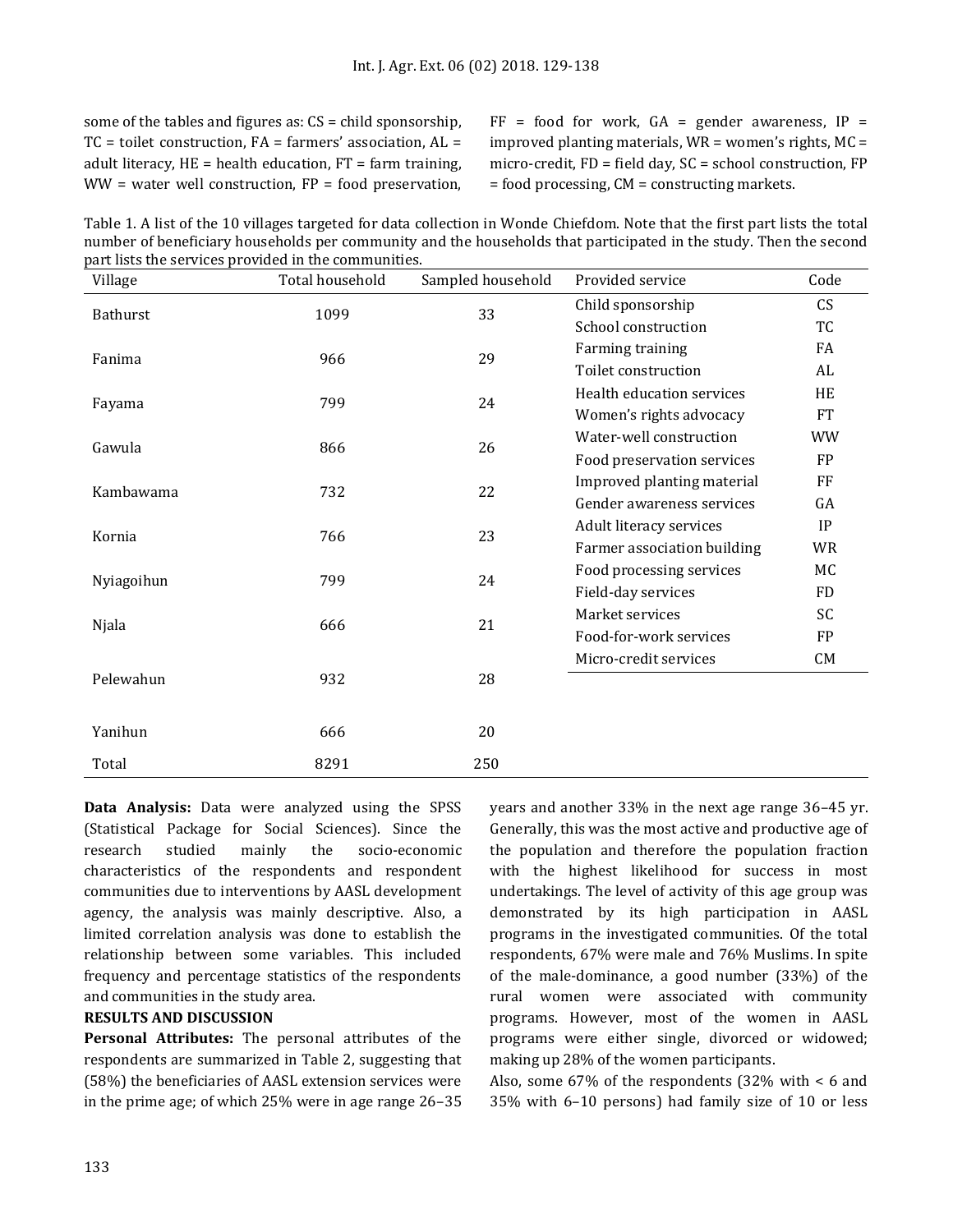some of the tables and figures as: CS = child sponsorship, TC = toilet construction, FA = farmers' association, AL = adult literacy, HE = health education, FT = farm training, WW = water well construction, FP = food preservation, FF = food for work, GA = gender awareness, IP = improved planting materials, WR = women's rights, MC = micro-credit, FD = field day, SC = school construction, FP = food processing, CM = constructing markets.

Table 1. A list of the 10 villages targeted for data collection in Wonde Chiefdom. Note that the first part lists the total number of beneficiary households per community and the households that participated in the study. Then the second part lists the services provided in the communities.

| Village | Total household | Sampled household |
|---|---|---|
| Bathurst | 1099 | 33 |
| Fanima | 966 | 29 |
| Fayama | 799 | 24 |
| Gawula | 866 | 26 |
| Kambawama | 732 | 22 |
| Kornia | 766 | 23 |
| Nyiagoihun | 799 | 24 |
| Njala | 666 | 21 |
| Pelewahun | 932 | 28 |
| Yanihun | 666 | 20 |
| Total | 8291 | 250 |

| Provided service | Code |
|---|---|
| Child sponsorship | CS |
| School construction | TC |
| Farming training | FA |
| Toilet construction | AL |
| Health education services | HE |
| Women's rights advocacy | FT |
| Water-well construction | WW |
| Food preservation services | FP |
| Improved planting material | FF |
| Gender awareness services | GA |
| Adult literacy services | IP |
| Farmer association building | WR |
| Food processing services | MC |
| Field-day services | FD |
| Market services | SC |
| Food-for-work services | FP |
| Micro-credit services | CM |

**Data Analysis:** Data were analyzed using the SPSS (Statistical Package for Social Sciences). Since the research studied mainly the socio-economic characteristics of the respondents and respondent communities due to interventions by AASL development agency, the analysis was mainly descriptive. Also, a limited correlation analysis was done to establish the relationship between some variables. This included frequency and percentage statistics of the respondents and communities in the study area.

**RESULTS AND DISCUSSION**

**Personal Attributes:** The personal attributes of the respondents are summarized in Table 2, suggesting that (58%) the beneficiaries of AASL extension services were in the prime age; of which 25% were in age range 26–35 years and another 33% in the next age range 36–45 yr. Generally, this was the most active and productive age of the population and therefore the population fraction with the highest likelihood for success in most undertakings. The level of activity of this age group was demonstrated by its high participation in AASL programs in the investigated communities. Of the total respondents, 67% were male and 76% Muslims. In spite of the male-dominance, a good number (33%) of the rural women were associated with community programs. However, most of the women in AASL programs were either single, divorced or widowed; making up 28% of the women participants.

Also, some 67% of the respondents (32% with < 6 and 35% with 6–10 persons) had family size of 10 or less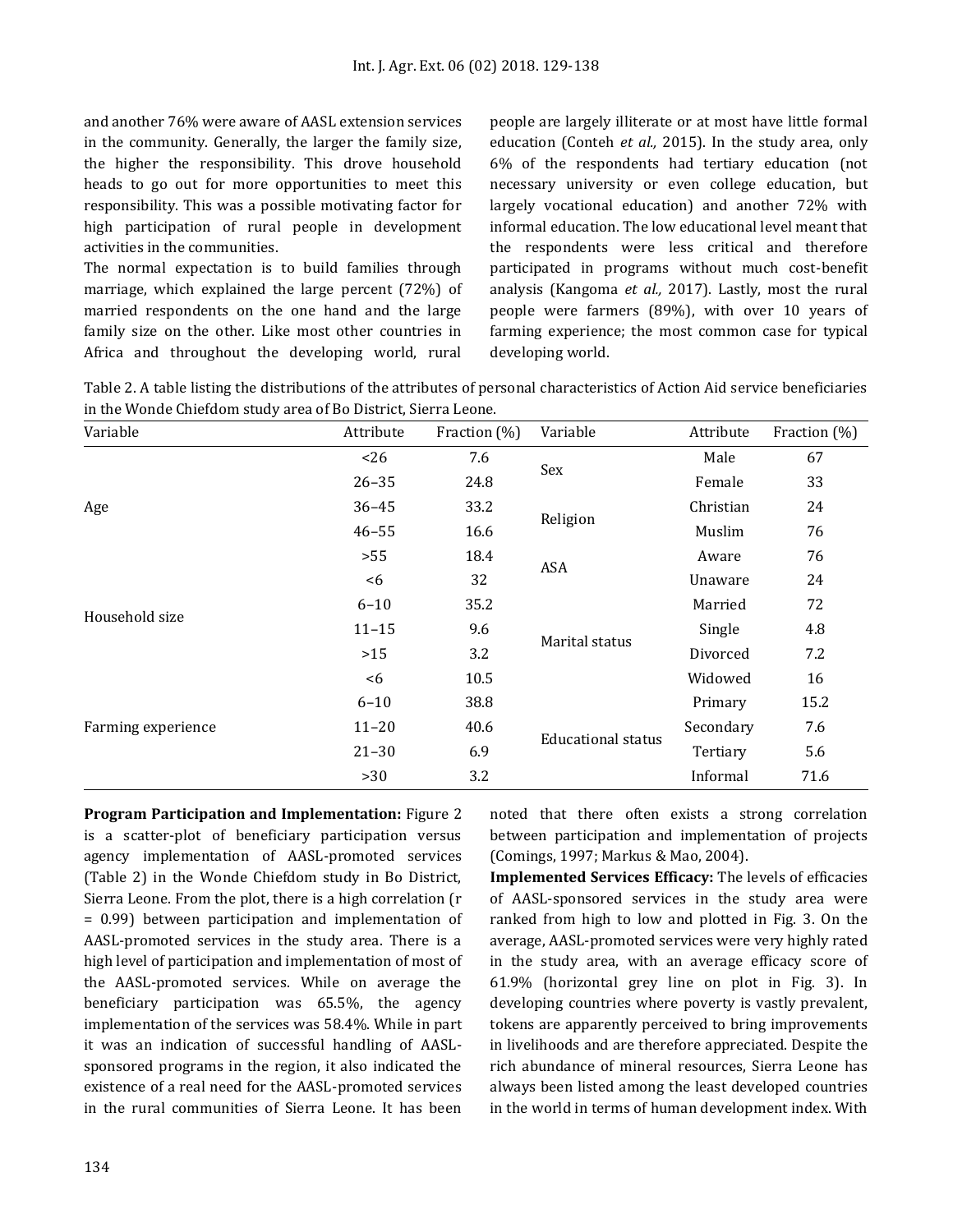and another 76% were aware of AASL extension services in the community. Generally, the larger the family size, the higher the responsibility. This drove household heads to go out for more opportunities to meet this responsibility. This was a possible motivating factor for high participation of rural people in development activities in the communities.

The normal expectation is to build families through marriage, which explained the large percent (72%) of married respondents on the one hand and the large family size on the other. Like most other countries in Africa and throughout the developing world, rural people are largely illiterate or at most have little formal education (Conteh *et al.,* 2015). In the study area, only 6% of the respondents had tertiary education (not necessary university or even college education, but largely vocational education) and another 72% with informal education. The low educational level meant that the respondents were less critical and therefore participated in programs without much cost-benefit analysis (Kangoma *et al.,* 2017). Lastly, most the rural people were farmers (89%), with over 10 years of farming experience; the most common case for typical developing world.

Table 2. A table listing the distributions of the attributes of personal characteristics of Action Aid service beneficiaries in the Wonde Chiefdom study area of Bo District, Sierra Leone.

| Variable | Attribute | Fraction (%) | Variable | Attribute | Fraction (%) |
|---|---|---|---|---|---|
| Age | <26 | 7.6 | Sex | Male | 67 |
| | 26–35 | 24.8 | | Female | 33 |
| | 36–45 | 33.2 | Religion | Christian | 24 |
| | 46–55 | 16.6 | | Muslim | 76 |
| | >55 | 18.4 | ASA | Aware | 76 |
| Household size | <6 | 32 | | Unaware | 24 |
| | 6–10 | 35.2 | Marital status | Married | 72 |
| | 11–15 | 9.6 | | Single | 4.8 |
| | >15 | 3.2 | | Divorced | 7.2 |
| Farming experience | <6 | 10.5 | | Widowed | 16 |
| | 6–10 | 38.8 | Educational status | Primary | 15.2 |
| | 11–20 | 40.6 | | Secondary | 7.6 |
| | 21–30 | 6.9 | | Tertiary | 5.6 |
| | >30 | 3.2 | | Informal | 71.6 |

**Program Participation and Implementation:** Figure 2 is a scatter-plot of beneficiary participation versus agency implementation of AASL-promoted services (Table 2) in the Wonde Chiefdom study in Bo District, Sierra Leone. From the plot, there is a high correlation (r = 0.99) between participation and implementation of AASL-promoted services in the study area. There is a high level of participation and implementation of most of the AASL-promoted services. While on average the beneficiary participation was 65.5%, the agency implementation of the services was 58.4%. While in part it was an indication of successful handling of AASL-sponsored programs in the region, it also indicated the existence of a real need for the AASL-promoted services in the rural communities of Sierra Leone. It has been noted that there often exists a strong correlation between participation and implementation of projects (Comings, 1997; Markus & Mao, 2004).

**Implemented Services Efficacy:** The levels of efficacies of AASL-sponsored services in the study area were ranked from high to low and plotted in Fig. 3. On the average, AASL-promoted services were very highly rated in the study area, with an average efficacy score of 61.9% (horizontal grey line on plot in Fig. 3). In developing countries where poverty is vastly prevalent, tokens are apparently perceived to bring improvements in livelihoods and are therefore appreciated. Despite the rich abundance of mineral resources, Sierra Leone has always been listed among the least developed countries in the world in terms of human development index. With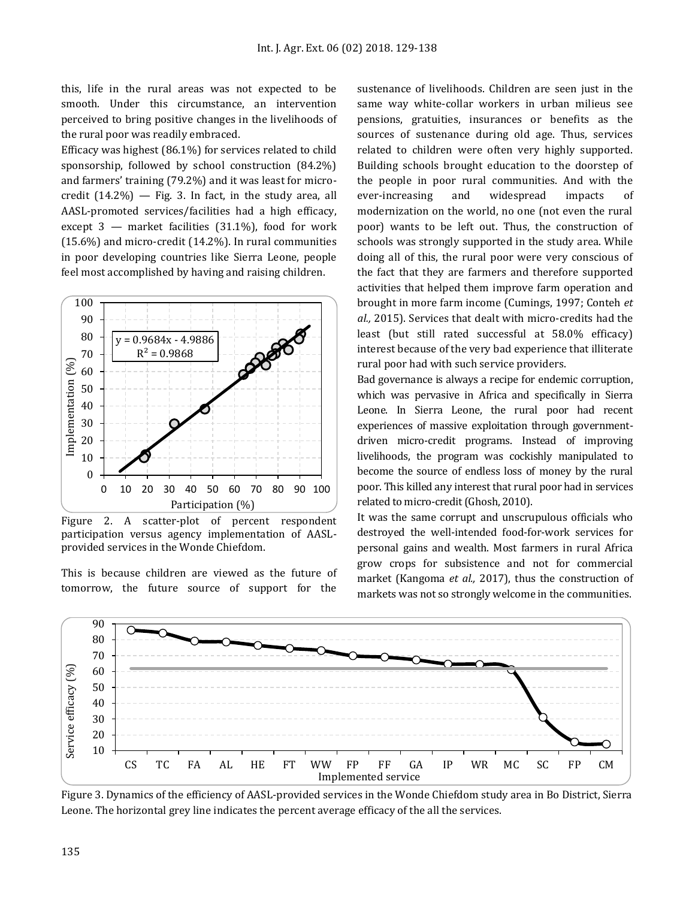this, life in the rural areas was not expected to be smooth. Under this circumstance, an intervention perceived to bring positive changes in the livelihoods of the rural poor was readily embraced.

Efficacy was highest (86.1%) for services related to child sponsorship, followed by school construction (84.2%) and farmers' training (79.2%) and it was least for micro-credit (14.2%) — Fig. 3. In fact, in the study area, all AASL-promoted services/facilities had a high efficacy, except 3 — market facilities (31.1%), food for work (15.6%) and micro-credit (14.2%). In rural communities in poor developing countries like Sierra Leone, people feel most accomplished by having and raising children.

Figure 2. A scatter-plot of percent respondent participation versus agency implementation of AASL-provided services in the Wonde Chiefdom.

This is because children are viewed as the future of tomorrow, the future source of support for the sustenance of livelihoods. Children are seen just in the same way white-collar workers in urban milieus see pensions, gratuities, insurances or benefits as the sources of sustenance during old age. Thus, services related to children were often very highly supported. Building schools brought education to the doorstep of the people in poor rural communities. And with the ever-increasing and widespread impacts of modernization on the world, no one (not even the rural poor) wants to be left out. Thus, the construction of schools was strongly supported in the study area. While doing all of this, the rural poor were very conscious of the fact that they are farmers and therefore supported activities that helped them improve farm operation and brought in more farm income (Cumings, 1997; Conteh *et al.,* 2015). Services that dealt with micro-credits had the least (but still rated successful at 58.0% efficacy) interest because of the very bad experience that illiterate rural poor had with such service providers.

Bad governance is always a recipe for endemic corruption, which was pervasive in Africa and specifically in Sierra Leone. In Sierra Leone, the rural poor had recent experiences of massive exploitation through government-driven micro-credit programs. Instead of improving livelihoods, the program was cockishly manipulated to become the source of endless loss of money by the rural poor. This killed any interest that rural poor had in services related to micro-credit (Ghosh, 2010).

It was the same corrupt and unscrupulous officials who destroyed the well-intended food-for-work services for personal gains and wealth. Most farmers in rural Africa grow crops for subsistence and not for commercial market (Kangoma *et al.,* 2017), thus the construction of markets was not so strongly welcome in the communities.

Figure 3. Dynamics of the efficiency of AASL-provided services in the Wonde Chiefdom study area in Bo District, Sierra Leone. The horizontal grey line indicates the percent average efficacy of the all the services.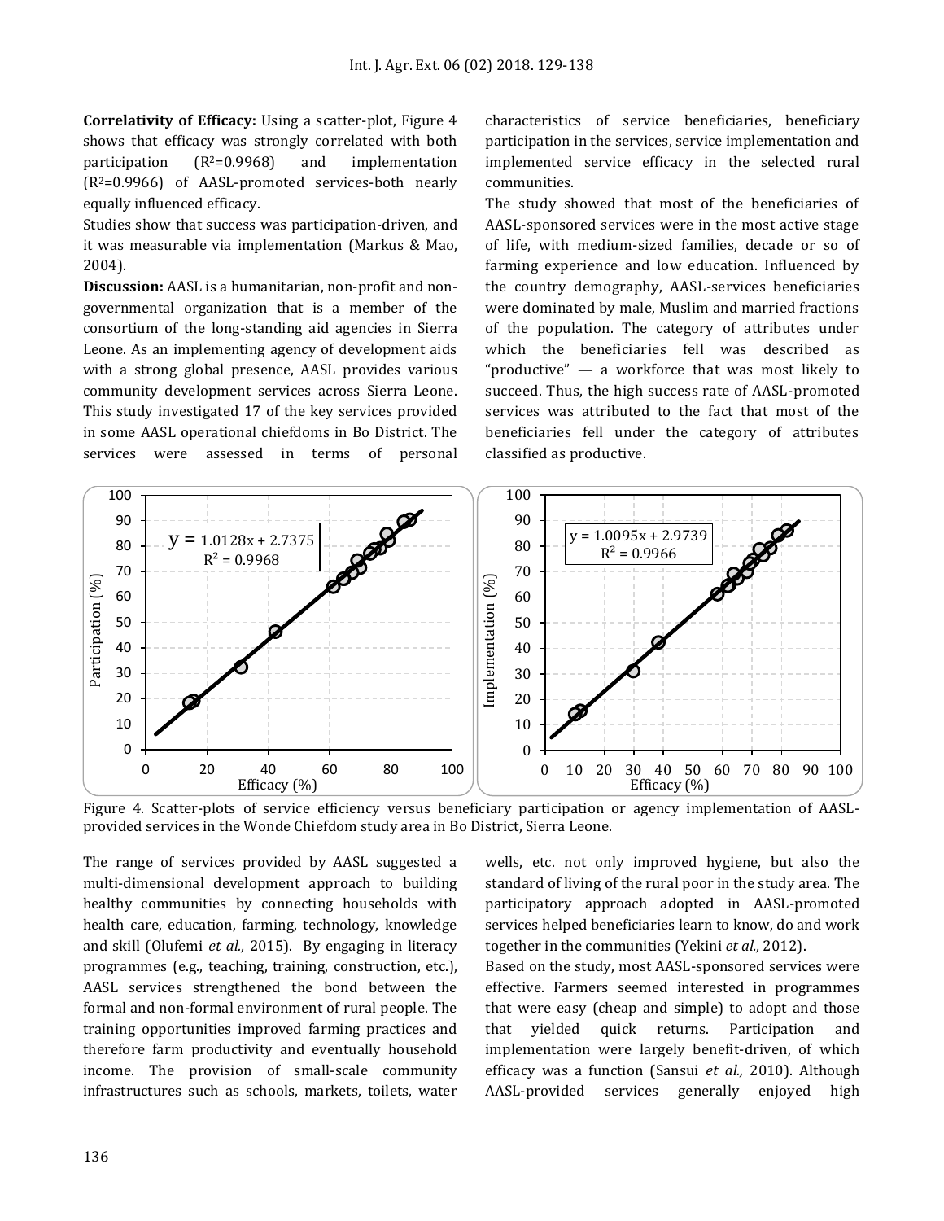**Correlativity of Efficacy:** Using a scatter-plot, Figure 4 shows that efficacy was strongly correlated with both participation ($R^2$=0.9968) and implementation ($R^2$=0.9966) of AASL-promoted services-both nearly equally influenced efficacy.

Studies show that success was participation-driven, and it was measurable via implementation (Markus & Mao, 2004).

**Discussion:** AASL is a humanitarian, non-profit and non-governmental organization that is a member of the consortium of the long-standing aid agencies in Sierra Leone. As an implementing agency of development aids with a strong global presence, AASL provides various community development services across Sierra Leone. This study investigated 17 of the key services provided in some AASL operational chiefdoms in Bo District. The services were assessed in terms of personal characteristics of service beneficiaries, beneficiary participation in the services, service implementation and implemented service efficacy in the selected rural communities.

The study showed that most of the beneficiaries of AASL-sponsored services were in the most active stage of life, with medium-sized families, decade or so of farming experience and low education. Influenced by the country demography, AASL-services beneficiaries were dominated by male, Muslim and married fractions of the population. The category of attributes under which the beneficiaries fell was described as "productive" — a workforce that was most likely to succeed. Thus, the high success rate of AASL-promoted services was attributed to the fact that most of the beneficiaries fell under the category of attributes classified as productive.

Figure 4. Scatter-plots of service efficiency versus beneficiary participation or agency implementation of AASL-provided services in the Wonde Chiefdom study area in Bo District, Sierra Leone.

The range of services provided by AASL suggested a multi-dimensional development approach to building healthy communities by connecting households with health care, education, farming, technology, knowledge and skill (Olufemi *et al.,* 2015). By engaging in literacy programmes (e.g., teaching, training, construction, etc.), AASL services strengthened the bond between the formal and non-formal environment of rural people. The training opportunities improved farming practices and therefore farm productivity and eventually household income. The provision of small-scale community infrastructures such as schools, markets, toilets, water wells, etc. not only improved hygiene, but also the standard of living of the rural poor in the study area. The participatory approach adopted in AASL-promoted services helped beneficiaries learn to know, do and work together in the communities (Yekini *et al.,* 2012).

Based on the study, most AASL-sponsored services were effective. Farmers seemed interested in programmes that were easy (cheap and simple) to adopt and those that yielded quick returns. Participation and implementation were largely benefit-driven, of which efficacy was a function (Sansui *et al.,* 2010). Although AASL-provided services generally enjoyed high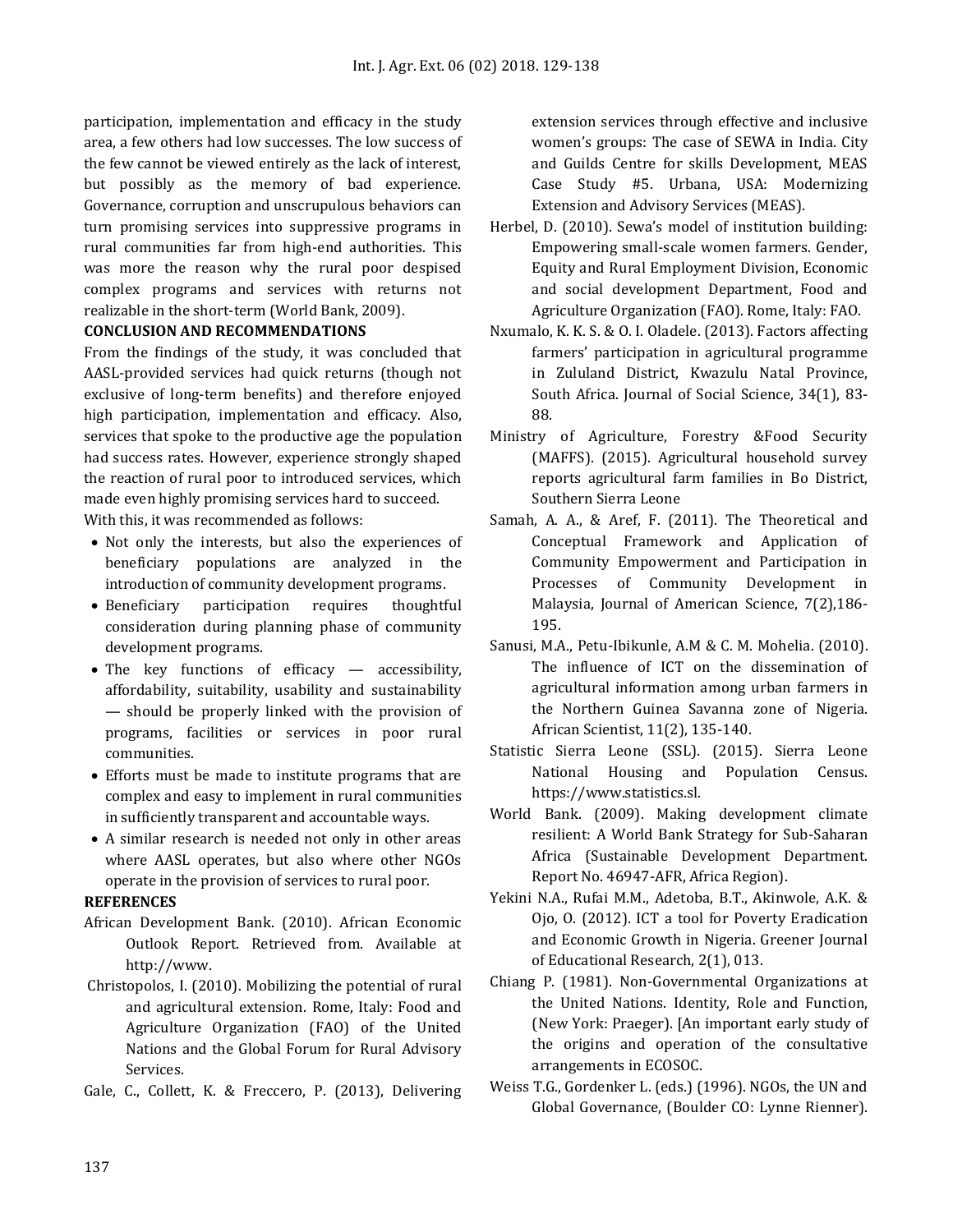participation, implementation and efficacy in the study area, a few others had low successes. The low success of the few cannot be viewed entirely as the lack of interest, but possibly as the memory of bad experience. Governance, corruption and unscrupulous behaviors can turn promising services into suppressive programs in rural communities far from high-end authorities. This was more the reason why the rural poor despised complex programs and services with returns not realizable in the short-term (World Bank, 2009).

## CONCLUSION AND RECOMMENDATIONS

From the findings of the study, it was concluded that AASL-provided services had quick returns (though not exclusive of long-term benefits) and therefore enjoyed high participation, implementation and efficacy. Also, services that spoke to the productive age the population had success rates. However, experience strongly shaped the reaction of rural poor to introduced services, which made even highly promising services hard to succeed.

With this, it was recommended as follows:

- Not only the interests, but also the experiences of beneficiary populations are analyzed in the introduction of community development programs.
- Beneficiary participation requires thoughtful consideration during planning phase of community development programs.
- The key functions of efficacy — accessibility, affordability, suitability, usability and sustainability — should be properly linked with the provision of programs, facilities or services in poor rural communities.
- Efforts must be made to institute programs that are complex and easy to implement in rural communities in sufficiently transparent and accountable ways.
- A similar research is needed not only in other areas where AASL operates, but also where other NGOs operate in the provision of services to rural poor.

## REFERENCES

African Development Bank. (2010). African Economic Outlook Report. Retrieved from. Available at http://www.

Christopolos, I. (2010). Mobilizing the potential of rural and agricultural extension. Rome, Italy: Food and Agriculture Organization (FAO) of the United Nations and the Global Forum for Rural Advisory Services.

Gale, C., Collett, K. & Freccero, P. (2013), Delivering extension services through effective and inclusive women's groups: The case of SEWA in India. City and Guilds Centre for skills Development, MEAS Case Study #5. Urbana, USA: Modernizing Extension and Advisory Services (MEAS).

Herbel, D. (2010). Sewa's model of institution building: Empowering small-scale women farmers. Gender, Equity and Rural Employment Division, Economic and social development Department, Food and Agriculture Organization (FAO). Rome, Italy: FAO.

Nxumalo, K. K. S. & O. I. Oladele. (2013). Factors affecting farmers' participation in agricultural programme in Zululand District, Kwazulu Natal Province, South Africa. Journal of Social Science, 34(1), 83-88.

Ministry of Agriculture, Forestry &Food Security (MAFFS). (2015). Agricultural household survey reports agricultural farm families in Bo District, Southern Sierra Leone

Samah, A. A., & Aref, F. (2011). The Theoretical and Conceptual Framework and Application of Community Empowerment and Participation in Processes of Community Development in Malaysia, Journal of American Science, 7(2),186-195.

Sanusi, M.A., Petu-Ibikunle, A.M & C. M. Mohelia. (2010). The influence of ICT on the dissemination of agricultural information among urban farmers in the Northern Guinea Savanna zone of Nigeria. African Scientist, 11(2), 135-140.

Statistic Sierra Leone (SSL). (2015). Sierra Leone National Housing and Population Census. https://www.statistics.sl.

World Bank. (2009). Making development climate resilient: A World Bank Strategy for Sub-Saharan Africa (Sustainable Development Department. Report No. 46947-AFR, Africa Region).

Yekini N.A., Rufai M.M., Adetoba, B.T., Akinwole, A.K. & Ojo, O. (2012). ICT a tool for Poverty Eradication and Economic Growth in Nigeria. Greener Journal of Educational Research, 2(1), 013.

Chiang P. (1981). Non-Governmental Organizations at the United Nations. Identity, Role and Function, (New York: Praeger). [An important early study of the origins and operation of the consultative arrangements in ECOSOC.

Weiss T.G., Gordenker L. (eds.) (1996). NGOs, the UN and Global Governance, (Boulder CO: Lynne Rienner).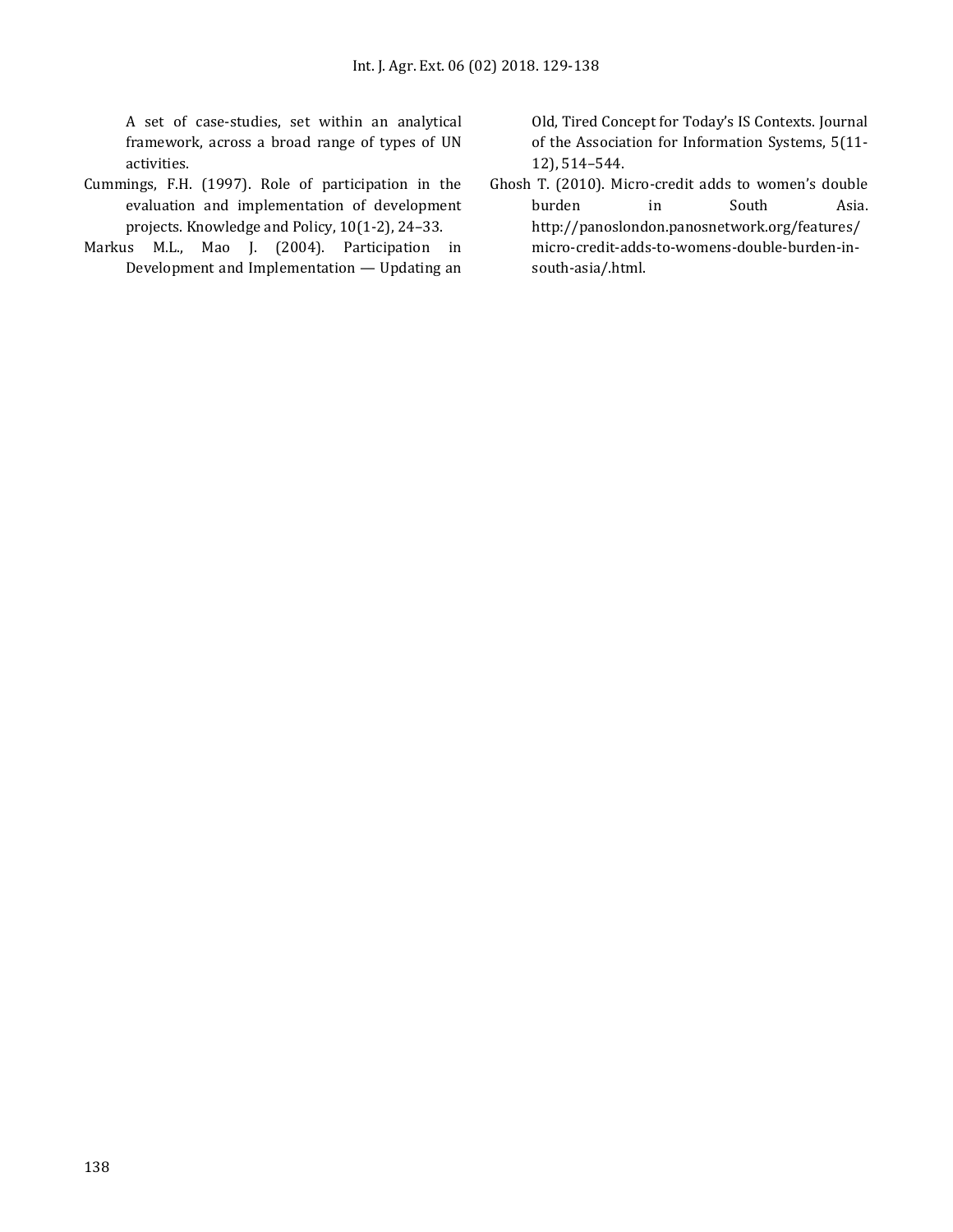A set of case-studies, set within an analytical framework, across a broad range of types of UN activities.

Cummings, F.H. (1997). Role of participation in the evaluation and implementation of development projects. Knowledge and Policy, 10(1-2), 24–33.

Markus M.L., Mao J. (2004). Participation in Development and Implementation — Updating an Old, Tired Concept for Today's IS Contexts. Journal of the Association for Information Systems, 5(11-12), 514–544.

Ghosh T. (2010). Micro-credit adds to women's double burden in South Asia. http://panoslondon.panosnetwork.org/features/micro-credit-adds-to-womens-double-burden-in-south-asia/.html.